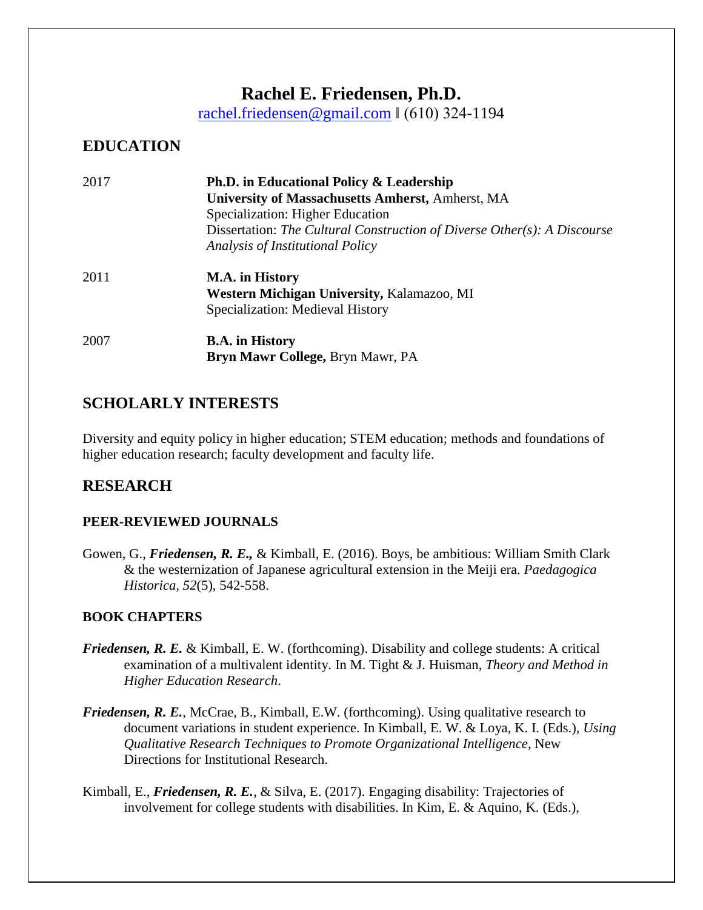# Rachel E. Friedensen, Ph.D.

rachel.friedensen@gmail.com ‖ (610) 324-1194

## EDUCATION

2017 **Ph.D. in Educational Policy & Leadership**
**University of Massachusetts Amherst,** Amherst, MA
Specialization: Higher Education
Dissertation: *The Cultural Construction of Diverse Other(s): A Discourse Analysis of Institutional Policy*

2011 **M.A. in History**
**Western Michigan University,** Kalamazoo, MI
Specialization: Medieval History

2007 **B.A. in History**
**Bryn Mawr College,** Bryn Mawr, PA

## SCHOLARLY INTERESTS

Diversity and equity policy in higher education; STEM education; methods and foundations of higher education research; faculty development and faculty life.

## RESEARCH

### PEER-REVIEWED JOURNALS

Gowen, G., ***Friedensen, R. E.,*** & Kimball, E. (2016). Boys, be ambitious: William Smith Clark & the westernization of Japanese agricultural extension in the Meiji era. *Paedagogica Historica, 52*(5), 542-558.

### BOOK CHAPTERS

***Friedensen, R. E.*** & Kimball, E. W. (forthcoming). Disability and college students: A critical examination of a multivalent identity. In M. Tight & J. Huisman, *Theory and Method in Higher Education Research*.

***Friedensen, R. E.***, McCrae, B., Kimball, E.W. (forthcoming). Using qualitative research to document variations in student experience. In Kimball, E. W. & Loya, K. I. (Eds.), *Using Qualitative Research Techniques to Promote Organizational Intelligence*, New Directions for Institutional Research.

Kimball, E., ***Friedensen, R. E.***, & Silva, E. (2017). Engaging disability: Trajectories of involvement for college students with disabilities. In Kim, E. & Aquino, K. (Eds.),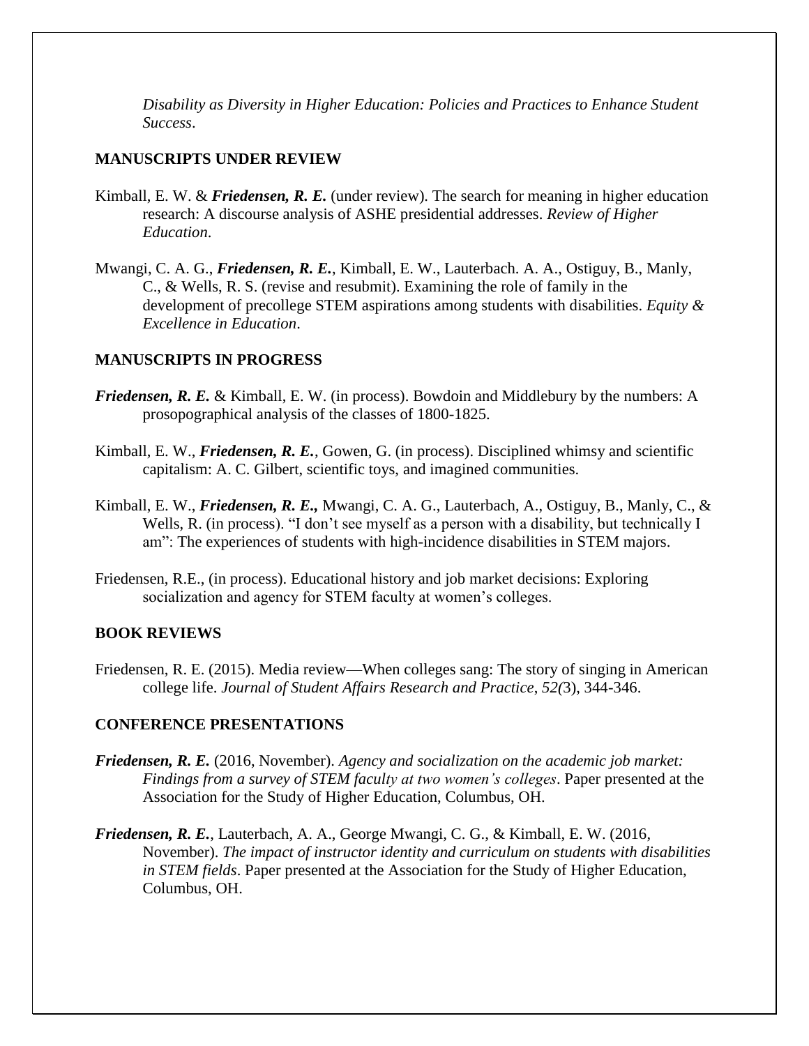*Disability as Diversity in Higher Education: Policies and Practices to Enhance Student Success*.

## MANUSCRIPTS UNDER REVIEW

Kimball, E. W. & ***Friedensen, R. E.*** (under review). The search for meaning in higher education research: A discourse analysis of ASHE presidential addresses. *Review of Higher Education*.

Mwangi, C. A. G., ***Friedensen, R. E.***, Kimball, E. W., Lauterbach. A. A., Ostiguy, B., Manly, C., & Wells, R. S. (revise and resubmit). Examining the role of family in the development of precollege STEM aspirations among students with disabilities. *Equity & Excellence in Education*.

## MANUSCRIPTS IN PROGRESS

***Friedensen, R. E.*** & Kimball, E. W. (in process). Bowdoin and Middlebury by the numbers: A prosopographical analysis of the classes of 1800-1825.

Kimball, E. W., ***Friedensen, R. E.***, Gowen, G. (in process). Disciplined whimsy and scientific capitalism: A. C. Gilbert, scientific toys, and imagined communities.

Kimball, E. W., ***Friedensen, R. E.,*** Mwangi, C. A. G., Lauterbach, A., Ostiguy, B., Manly, C., & Wells, R. (in process). "I don't see myself as a person with a disability, but technically I am": The experiences of students with high-incidence disabilities in STEM majors.

Friedensen, R.E., (in process). Educational history and job market decisions: Exploring socialization and agency for STEM faculty at women's colleges.

## BOOK REVIEWS

Friedensen, R. E. (2015). Media review—When colleges sang: The story of singing in American college life. *Journal of Student Affairs Research and Practice*, *52(*3), 344-346.

## CONFERENCE PRESENTATIONS

***Friedensen, R. E.*** (2016, November). *Agency and socialization on the academic job market: Findings from a survey of STEM faculty at two women's colleges*. Paper presented at the Association for the Study of Higher Education, Columbus, OH.

***Friedensen, R. E.***, Lauterbach, A. A., George Mwangi, C. G., & Kimball, E. W. (2016, November). *The impact of instructor identity and curriculum on students with disabilities in STEM fields*. Paper presented at the Association for the Study of Higher Education, Columbus, OH.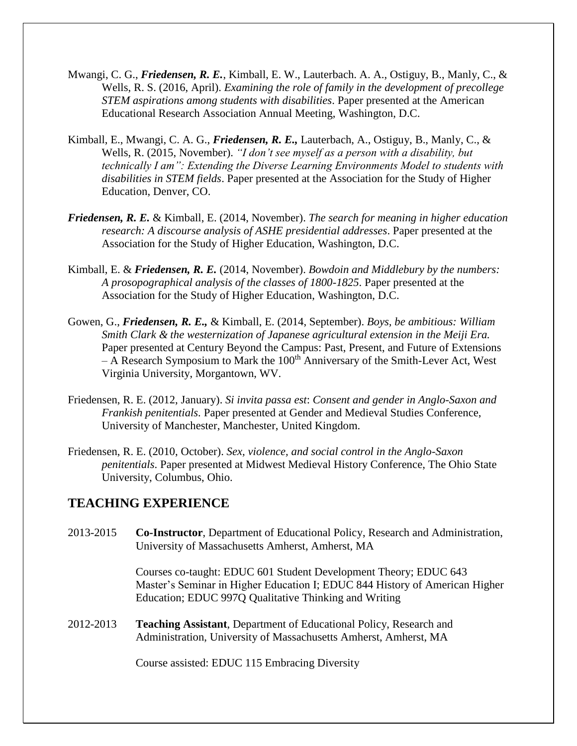Mwangi, C. G., ***Friedensen, R. E.***, Kimball, E. W., Lauterbach. A. A., Ostiguy, B., Manly, C., & Wells, R. S. (2016, April). *Examining the role of family in the development of precollege STEM aspirations among students with disabilities*. Paper presented at the American Educational Research Association Annual Meeting, Washington, D.C.

Kimball, E., Mwangi, C. A. G., ***Friedensen, R. E.,*** Lauterbach, A., Ostiguy, B., Manly, C., & Wells, R. (2015, November). *"I don't see myself as a person with a disability, but technically I am": Extending the Diverse Learning Environments Model to students with disabilities in STEM fields*. Paper presented at the Association for the Study of Higher Education, Denver, CO.

***Friedensen, R. E.*** & Kimball, E. (2014, November). *The search for meaning in higher education research: A discourse analysis of ASHE presidential addresses*. Paper presented at the Association for the Study of Higher Education, Washington, D.C.

Kimball, E. & ***Friedensen, R. E.*** (2014, November). *Bowdoin and Middlebury by the numbers: A prosopographical analysis of the classes of 1800-1825*. Paper presented at the Association for the Study of Higher Education, Washington, D.C.

Gowen, G., ***Friedensen, R. E.,*** & Kimball, E. (2014, September). *Boys, be ambitious: William Smith Clark & the westernization of Japanese agricultural extension in the Meiji Era.* Paper presented at Century Beyond the Campus: Past, Present, and Future of Extensions – A Research Symposium to Mark the 100th Anniversary of the Smith-Lever Act, West Virginia University, Morgantown, WV.

Friedensen, R. E. (2012, January). *Si invita passa est*: *Consent and gender in Anglo-Saxon and Frankish penitentials*. Paper presented at Gender and Medieval Studies Conference, University of Manchester, Manchester, United Kingdom.

Friedensen, R. E. (2010, October). *Sex, violence, and social control in the Anglo-Saxon penitentials*. Paper presented at Midwest Medieval History Conference, The Ohio State University, Columbus, Ohio.

## TEACHING EXPERIENCE

2013-2015 **Co-Instructor**, Department of Educational Policy, Research and Administration, University of Massachusetts Amherst, Amherst, MA

Courses co-taught: EDUC 601 Student Development Theory; EDUC 643 Master's Seminar in Higher Education I; EDUC 844 History of American Higher Education; EDUC 997Q Qualitative Thinking and Writing

2012-2013 **Teaching Assistant**, Department of Educational Policy, Research and Administration, University of Massachusetts Amherst, Amherst, MA

Course assisted: EDUC 115 Embracing Diversity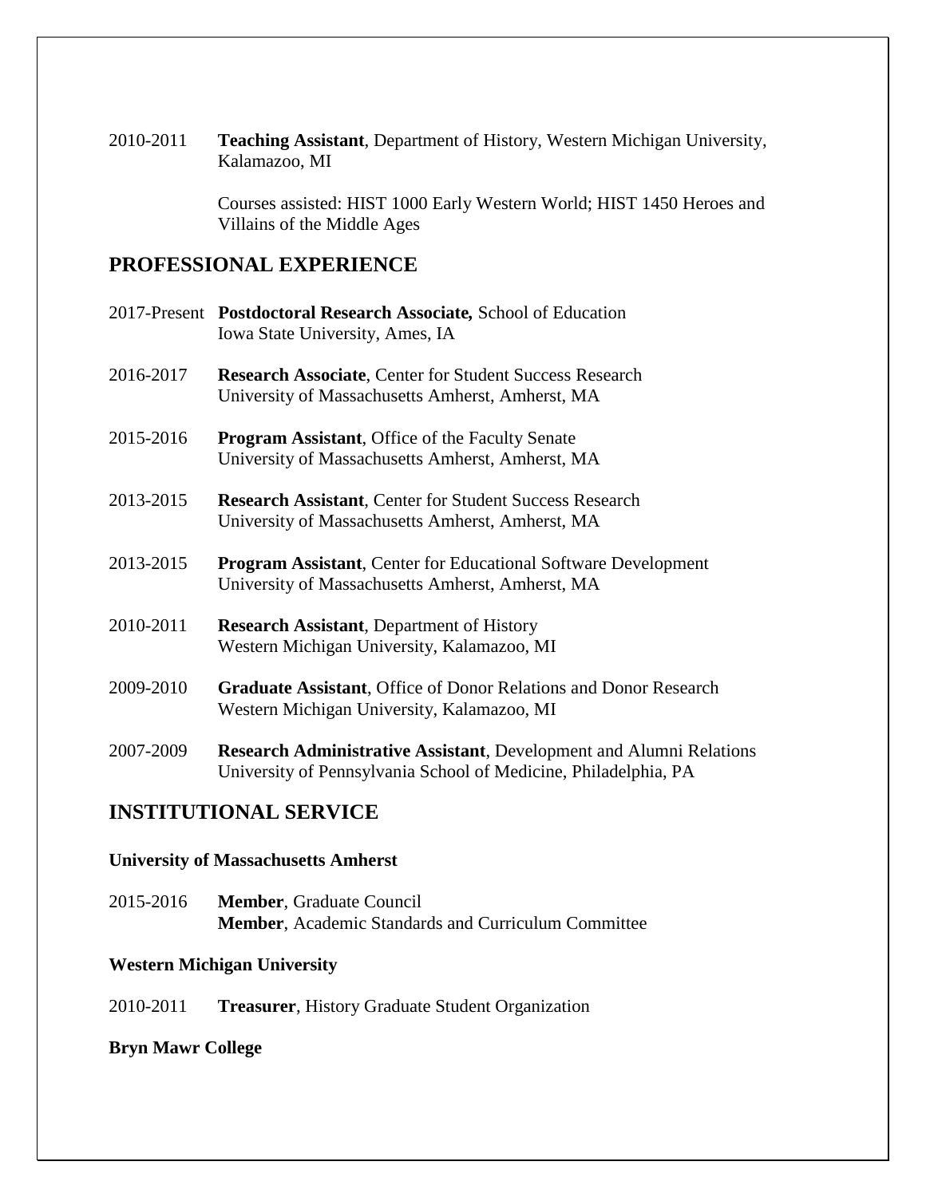2010-2011 **Teaching Assistant**, Department of History, Western Michigan University, Kalamazoo, MI

Courses assisted: HIST 1000 Early Western World; HIST 1450 Heroes and Villains of the Middle Ages

## PROFESSIONAL EXPERIENCE

2017-Present **Postdoctoral Research Associate***,* School of Education
Iowa State University, Ames, IA

2016-2017 **Research Associate**, Center for Student Success Research
University of Massachusetts Amherst, Amherst, MA

2015-2016 **Program Assistant**, Office of the Faculty Senate
University of Massachusetts Amherst, Amherst, MA

2013-2015 **Research Assistant**, Center for Student Success Research
University of Massachusetts Amherst, Amherst, MA

2013-2015 **Program Assistant**, Center for Educational Software Development
University of Massachusetts Amherst, Amherst, MA

2010-2011 **Research Assistant**, Department of History
Western Michigan University, Kalamazoo, MI

2009-2010 **Graduate Assistant**, Office of Donor Relations and Donor Research
Western Michigan University, Kalamazoo, MI

2007-2009 **Research Administrative Assistant**, Development and Alumni Relations
University of Pennsylvania School of Medicine, Philadelphia, PA

## INSTITUTIONAL SERVICE

**University of Massachusetts Amherst**

2015-2016 **Member**, Graduate Council
**Member**, Academic Standards and Curriculum Committee

**Western Michigan University**

2010-2011 **Treasurer**, History Graduate Student Organization

**Bryn Mawr College**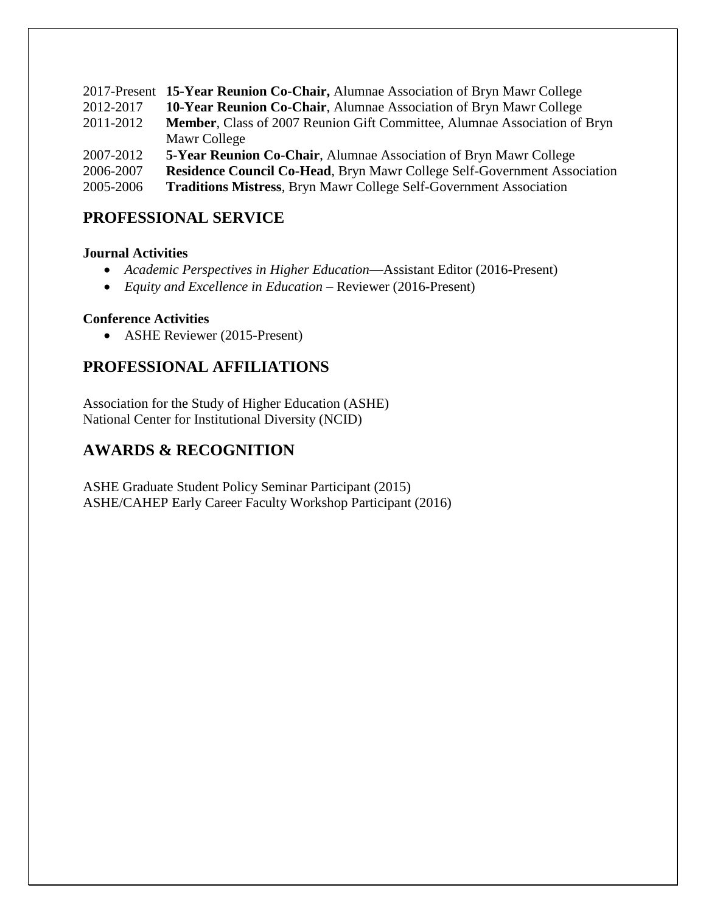2017-Present **15-Year Reunion Co-Chair,** Alumnae Association of Bryn Mawr College
2012-2017 **10-Year Reunion Co-Chair**, Alumnae Association of Bryn Mawr College
2011-2012 **Member**, Class of 2007 Reunion Gift Committee, Alumnae Association of Bryn Mawr College
2007-2012 **5-Year Reunion Co-Chair**, Alumnae Association of Bryn Mawr College
2006-2007 **Residence Council Co-Head**, Bryn Mawr College Self-Government Association
2005-2006 **Traditions Mistress**, Bryn Mawr College Self-Government Association

## PROFESSIONAL SERVICE

**Journal Activities**

- *Academic Perspectives in Higher Education*—Assistant Editor (2016-Present)
- *Equity and Excellence in Education* – Reviewer (2016-Present)

**Conference Activities**

- ASHE Reviewer (2015-Present)

## PROFESSIONAL AFFILIATIONS

Association for the Study of Higher Education (ASHE)
National Center for Institutional Diversity (NCID)

## AWARDS & RECOGNITION

ASHE Graduate Student Policy Seminar Participant (2015)
ASHE/CAHEP Early Career Faculty Workshop Participant (2016)